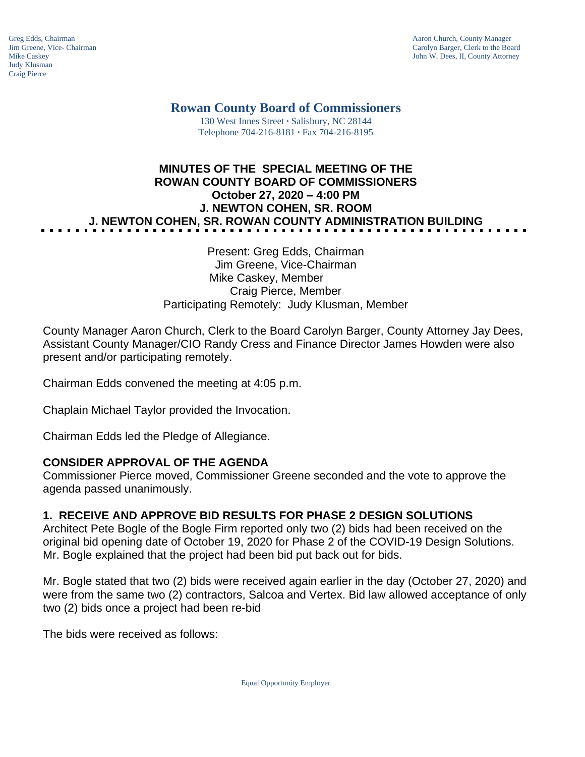Greg Edds, Chairman
Jim Greene, Vice- Chairman
Mike Caskey
Judy Klusman
Craig Pierce

Aaron Church, County Manager
Carolyn Barger, Clerk to the Board
John W. Dees, II, County Attorney

# Rowan County Board of Commissioners

130 West Innes Street · Salisbury, NC 28144
Telephone 704-216-8181 · Fax 704-216-8195

## MINUTES OF THE SPECIAL MEETING OF THE ROWAN COUNTY BOARD OF COMMISSIONERS
## October 27, 2020 – 4:00 PM
## J. NEWTON COHEN, SR. ROOM
## J. NEWTON COHEN, SR. ROWAN COUNTY ADMINISTRATION BUILDING

Present: Greg Edds, Chairman
Jim Greene, Vice-Chairman
Mike Caskey, Member
Craig Pierce, Member
Participating Remotely: Judy Klusman, Member

County Manager Aaron Church, Clerk to the Board Carolyn Barger, County Attorney Jay Dees, Assistant County Manager/CIO Randy Cress and Finance Director James Howden were also present and/or participating remotely.

Chairman Edds convened the meeting at 4:05 p.m.

Chaplain Michael Taylor provided the Invocation.

Chairman Edds led the Pledge of Allegiance.

**CONSIDER APPROVAL OF THE AGENDA**
Commissioner Pierce moved, Commissioner Greene seconded and the vote to approve the agenda passed unanimously.

**1. RECEIVE AND APPROVE BID RESULTS FOR PHASE 2 DESIGN SOLUTIONS**
Architect Pete Bogle of the Bogle Firm reported only two (2) bids had been received on the original bid opening date of October 19, 2020 for Phase 2 of the COVID-19 Design Solutions. Mr. Bogle explained that the project had been bid put back out for bids.

Mr. Bogle stated that two (2) bids were received again earlier in the day (October 27, 2020) and were from the same two (2) contractors, Salcoa and Vertex. Bid law allowed acceptance of only two (2) bids once a project had been re-bid

The bids were received as follows:

Equal Opportunity Employer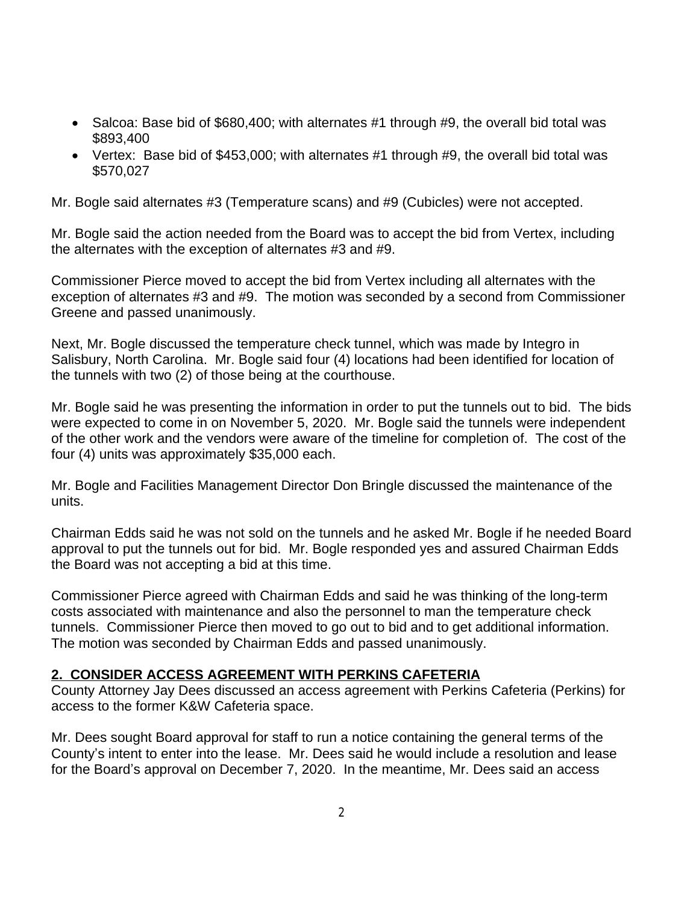- Salcoa: Base bid of $680,400; with alternates #1 through #9, the overall bid total was $893,400
- Vertex: Base bid of $453,000; with alternates #1 through #9, the overall bid total was $570,027

Mr. Bogle said alternates #3 (Temperature scans) and #9 (Cubicles) were not accepted.

Mr. Bogle said the action needed from the Board was to accept the bid from Vertex, including the alternates with the exception of alternates #3 and #9.

Commissioner Pierce moved to accept the bid from Vertex including all alternates with the exception of alternates #3 and #9. The motion was seconded by a second from Commissioner Greene and passed unanimously.

Next, Mr. Bogle discussed the temperature check tunnel, which was made by Integro in Salisbury, North Carolina. Mr. Bogle said four (4) locations had been identified for location of the tunnels with two (2) of those being at the courthouse.

Mr. Bogle said he was presenting the information in order to put the tunnels out to bid. The bids were expected to come in on November 5, 2020. Mr. Bogle said the tunnels were independent of the other work and the vendors were aware of the timeline for completion of. The cost of the four (4) units was approximately $35,000 each.

Mr. Bogle and Facilities Management Director Don Bringle discussed the maintenance of the units.

Chairman Edds said he was not sold on the tunnels and he asked Mr. Bogle if he needed Board approval to put the tunnels out for bid. Mr. Bogle responded yes and assured Chairman Edds the Board was not accepting a bid at this time.

Commissioner Pierce agreed with Chairman Edds and said he was thinking of the long-term costs associated with maintenance and also the personnel to man the temperature check tunnels. Commissioner Pierce then moved to go out to bid and to get additional information. The motion was seconded by Chairman Edds and passed unanimously.

## 2. CONSIDER ACCESS AGREEMENT WITH PERKINS CAFETERIA

County Attorney Jay Dees discussed an access agreement with Perkins Cafeteria (Perkins) for access to the former K&W Cafeteria space.

Mr. Dees sought Board approval for staff to run a notice containing the general terms of the County's intent to enter into the lease. Mr. Dees said he would include a resolution and lease for the Board's approval on December 7, 2020. In the meantime, Mr. Dees said an access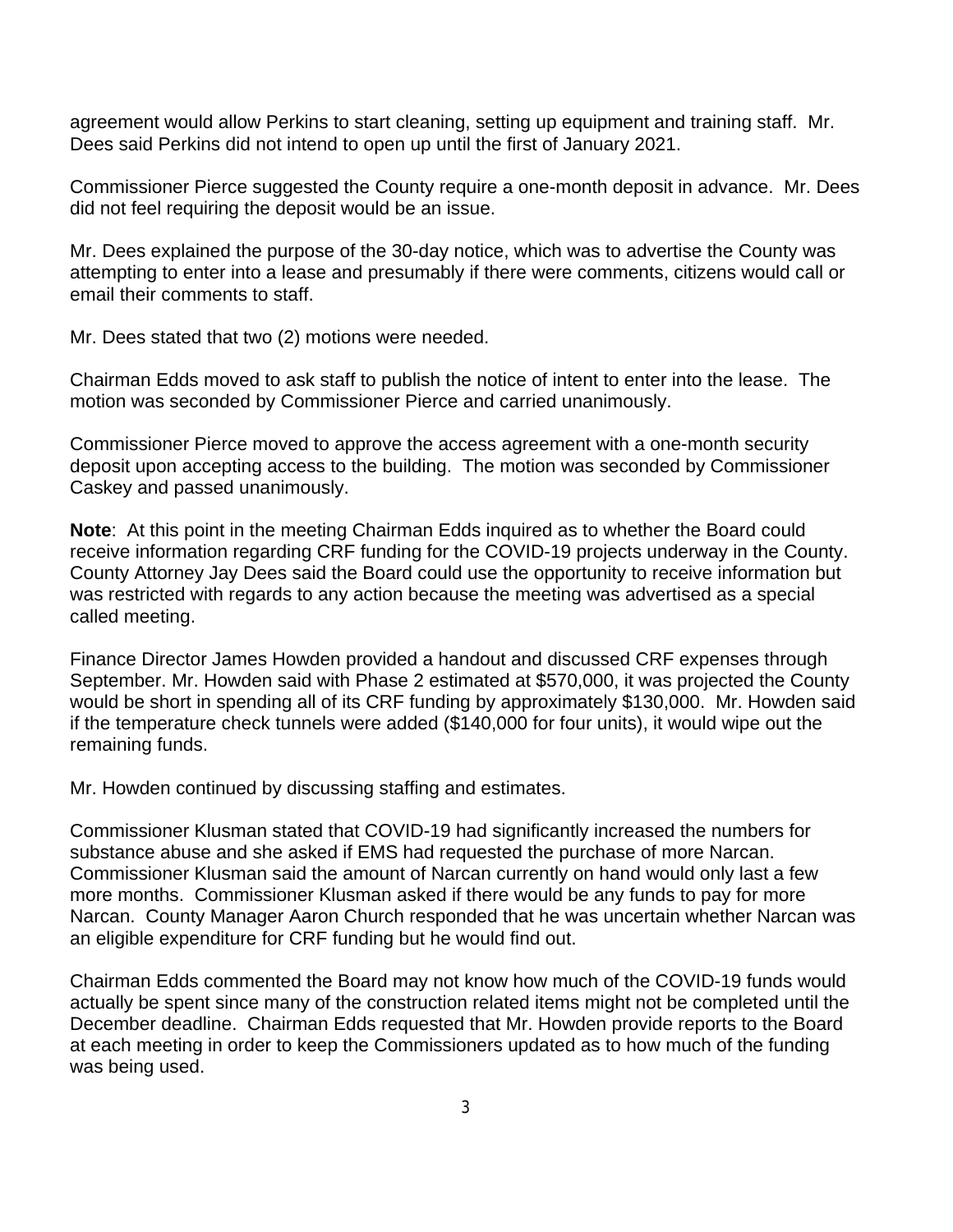agreement would allow Perkins to start cleaning, setting up equipment and training staff. Mr. Dees said Perkins did not intend to open up until the first of January 2021.

Commissioner Pierce suggested the County require a one-month deposit in advance. Mr. Dees did not feel requiring the deposit would be an issue.

Mr. Dees explained the purpose of the 30-day notice, which was to advertise the County was attempting to enter into a lease and presumably if there were comments, citizens would call or email their comments to staff.

Mr. Dees stated that two (2) motions were needed.

Chairman Edds moved to ask staff to publish the notice of intent to enter into the lease. The motion was seconded by Commissioner Pierce and carried unanimously.

Commissioner Pierce moved to approve the access agreement with a one-month security deposit upon accepting access to the building. The motion was seconded by Commissioner Caskey and passed unanimously.

**Note**: At this point in the meeting Chairman Edds inquired as to whether the Board could receive information regarding CRF funding for the COVID-19 projects underway in the County. County Attorney Jay Dees said the Board could use the opportunity to receive information but was restricted with regards to any action because the meeting was advertised as a special called meeting.

Finance Director James Howden provided a handout and discussed CRF expenses through September. Mr. Howden said with Phase 2 estimated at $570,000, it was projected the County would be short in spending all of its CRF funding by approximately $130,000. Mr. Howden said if the temperature check tunnels were added ($140,000 for four units), it would wipe out the remaining funds.

Mr. Howden continued by discussing staffing and estimates.

Commissioner Klusman stated that COVID-19 had significantly increased the numbers for substance abuse and she asked if EMS had requested the purchase of more Narcan. Commissioner Klusman said the amount of Narcan currently on hand would only last a few more months. Commissioner Klusman asked if there would be any funds to pay for more Narcan. County Manager Aaron Church responded that he was uncertain whether Narcan was an eligible expenditure for CRF funding but he would find out.

Chairman Edds commented the Board may not know how much of the COVID-19 funds would actually be spent since many of the construction related items might not be completed until the December deadline. Chairman Edds requested that Mr. Howden provide reports to the Board at each meeting in order to keep the Commissioners updated as to how much of the funding was being used.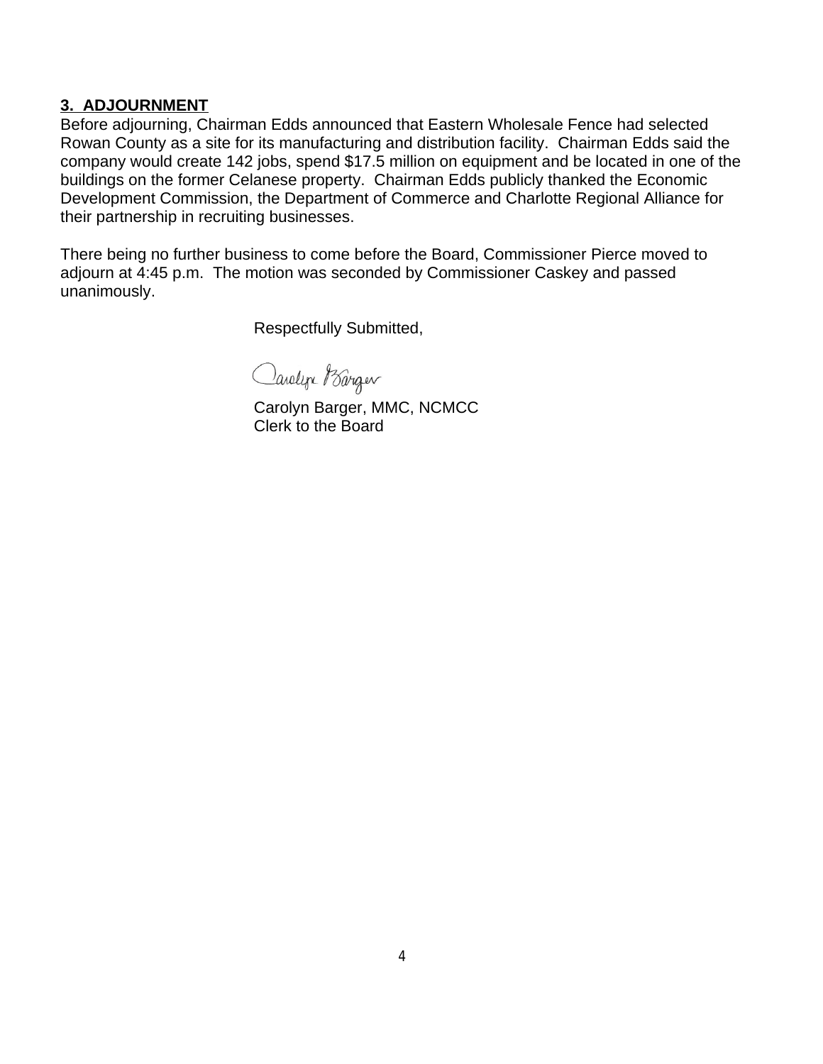**3. ADJOURNMENT**

Before adjourning, Chairman Edds announced that Eastern Wholesale Fence had selected Rowan County as a site for its manufacturing and distribution facility. Chairman Edds said the company would create 142 jobs, spend $17.5 million on equipment and be located in one of the buildings on the former Celanese property. Chairman Edds publicly thanked the Economic Development Commission, the Department of Commerce and Charlotte Regional Alliance for their partnership in recruiting businesses.

There being no further business to come before the Board, Commissioner Pierce moved to adjourn at 4:45 p.m. The motion was seconded by Commissioner Caskey and passed unanimously.

Respectfully Submitted,

Carolyn Barger

Carolyn Barger, MMC, NCMCC
Clerk to the Board